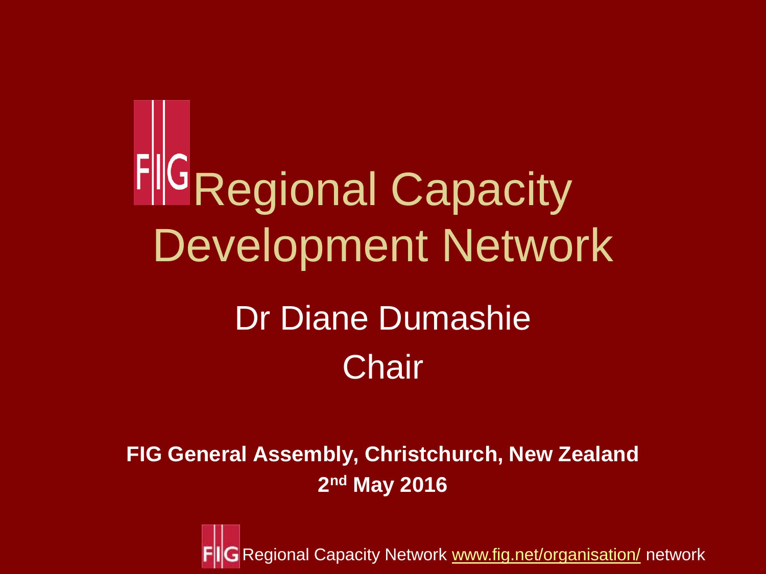# FIG Regional Capacity Development Network

## Dr Diane Dumashie

## Chair

**FIG General Assembly, Christchurch, New Zealand**

**2nd May 2016**

FIG Regional Capacity Network www.fig.net/organisation/ network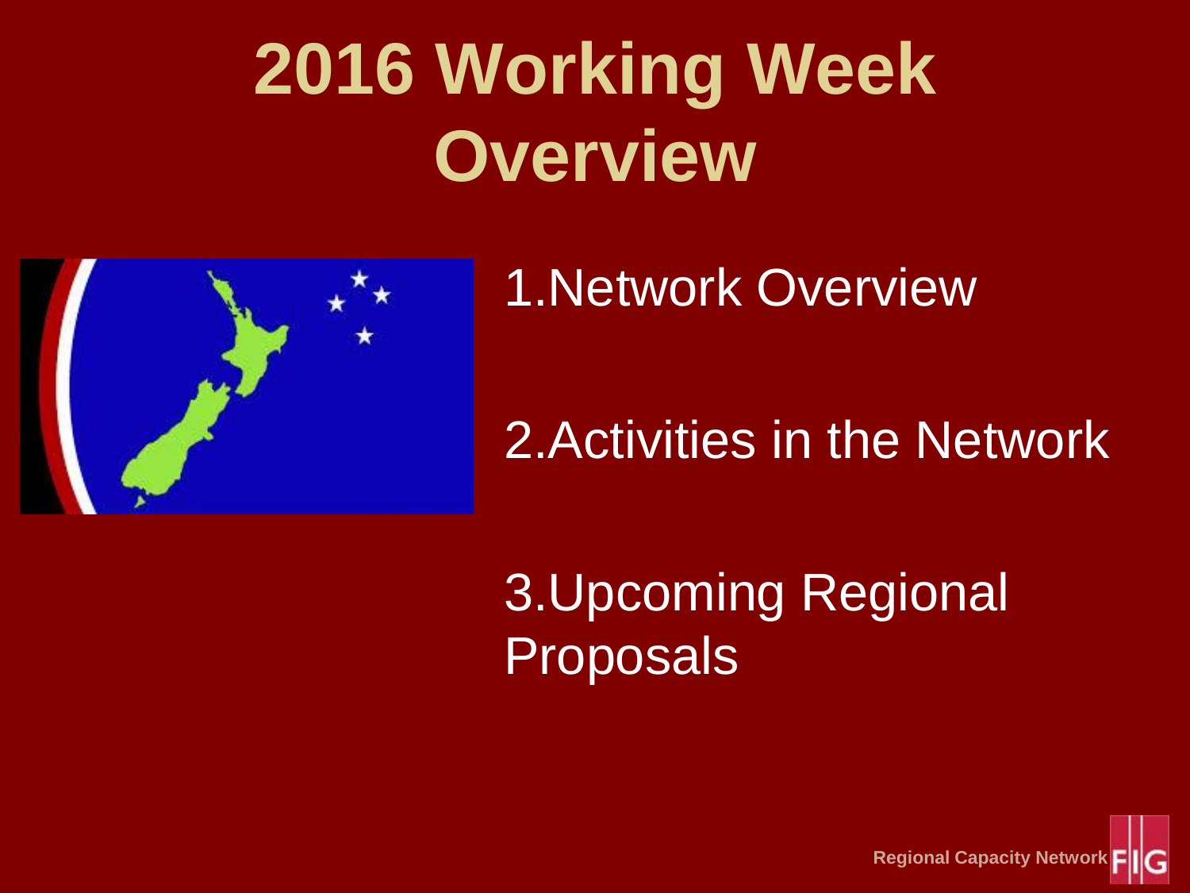# 2016 Working Week Overview

1. Network Overview
2. Activities in the Network
3. Upcoming Regional Proposals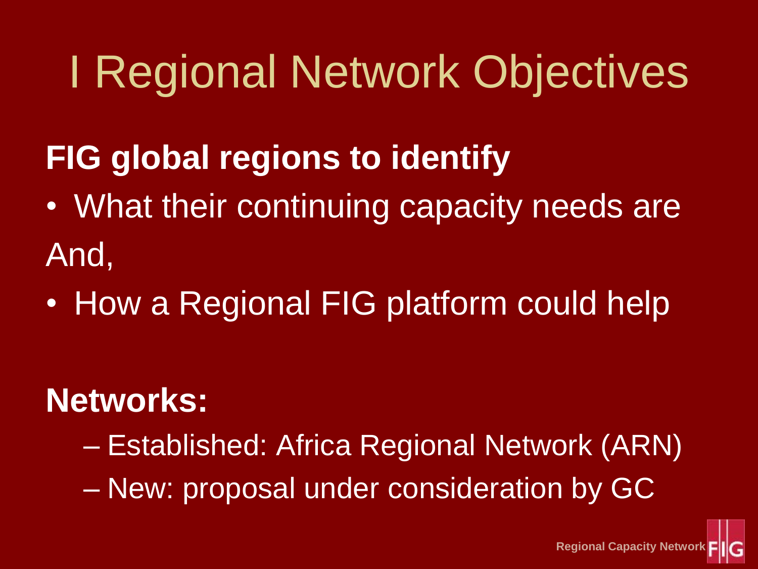# I Regional Network Objectives

**FIG global regions to identify**

- What their continuing capacity needs are

And,

- How a Regional FIG platform could help

**Networks:**

- Established: Africa Regional Network (ARN)
- New: proposal under consideration by GC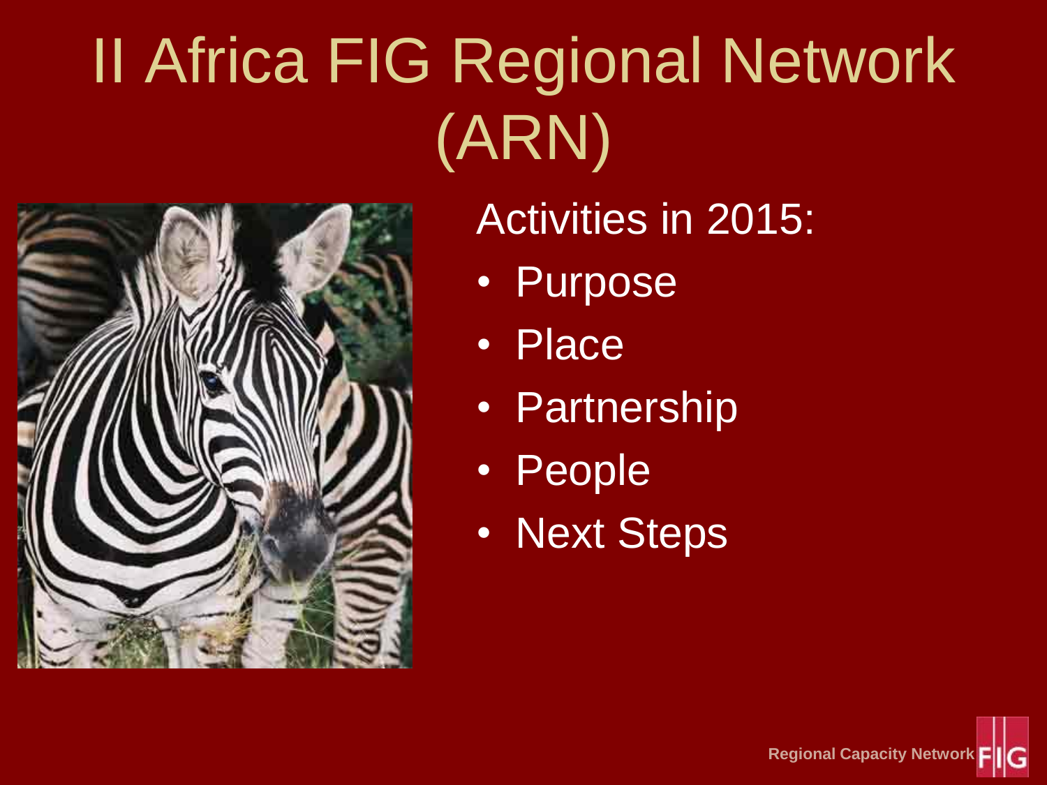# II Africa FIG Regional Network (ARN)

Activities in 2015:

- Purpose
- Place
- Partnership
- People
- Next Steps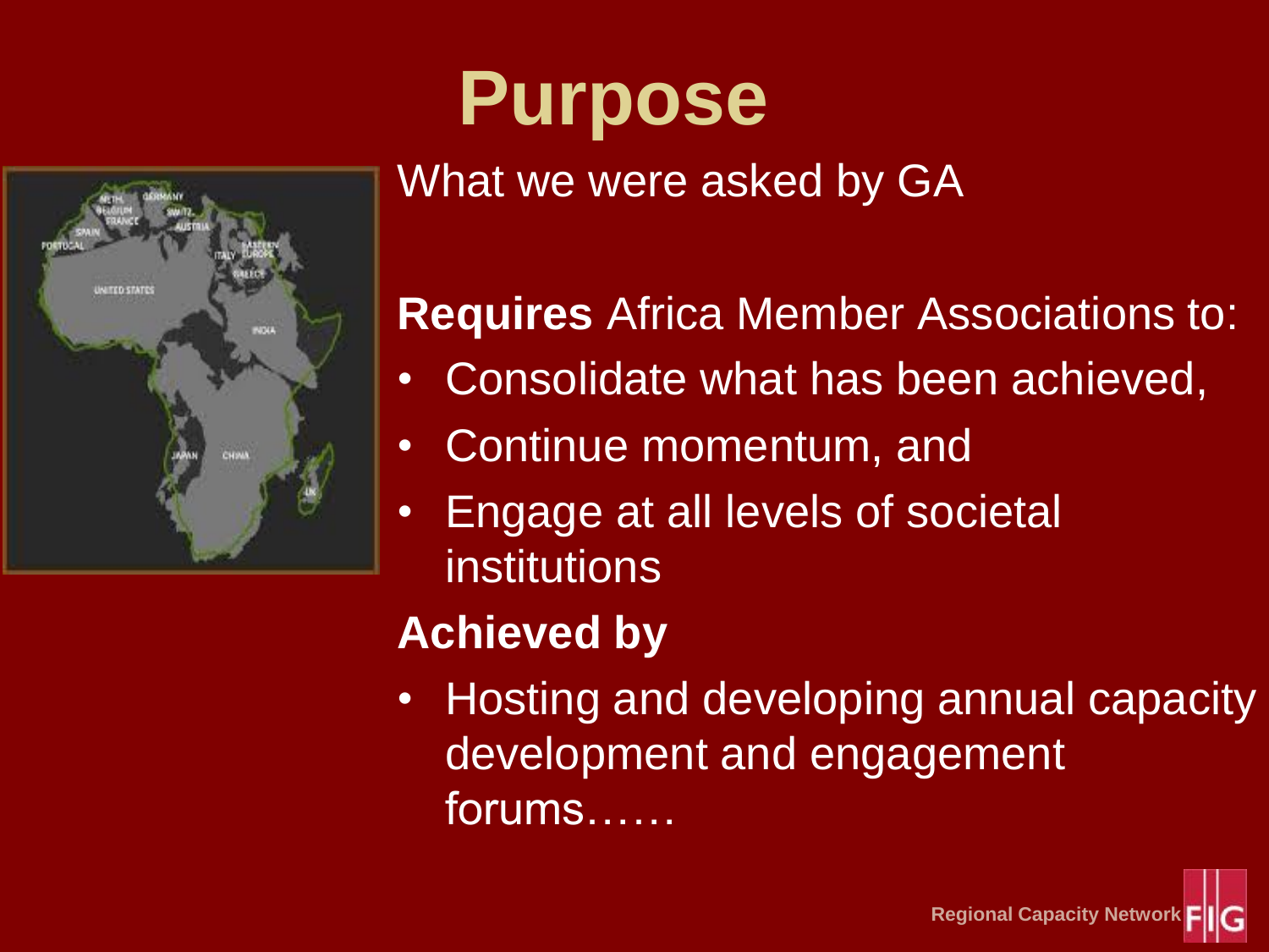# Purpose

What we were asked by GA

**Requires** Africa Member Associations to:

- Consolidate what has been achieved,
- Continue momentum, and
- Engage at all levels of societal institutions

**Achieved by**

- Hosting and developing annual capacity development and engagement forums……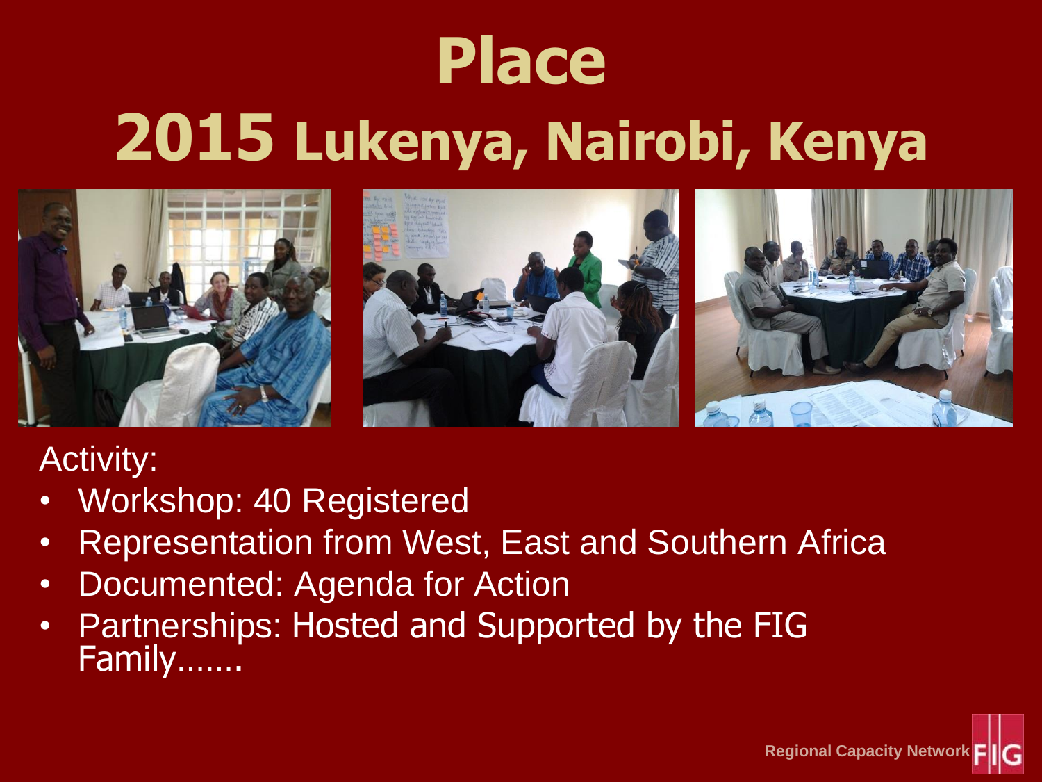# Place

# 2015 Lukenya, Nairobi, Kenya

Activity:

- Workshop: 40 Registered
- Representation from West, East and Southern Africa
- Documented: Agenda for Action
- Partnerships: Hosted and Supported by the FIG Family…….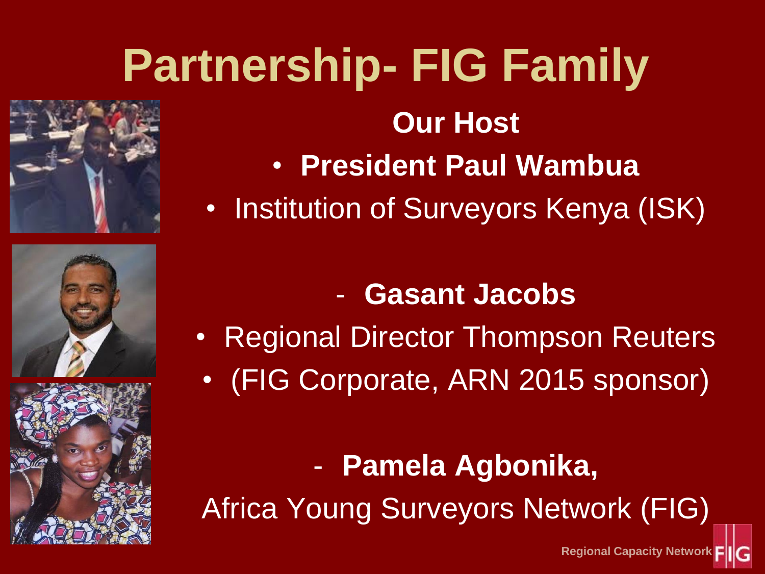# Partnership- FIG Family

**Our Host**

- **President Paul Wambua**
- Institution of Surveyors Kenya (ISK)

- **Gasant Jacobs**

- Regional Director Thompson Reuters
- (FIG Corporate, ARN 2015 sponsor)

- **Pamela Agbonika,**

Africa Young Surveyors Network (FIG)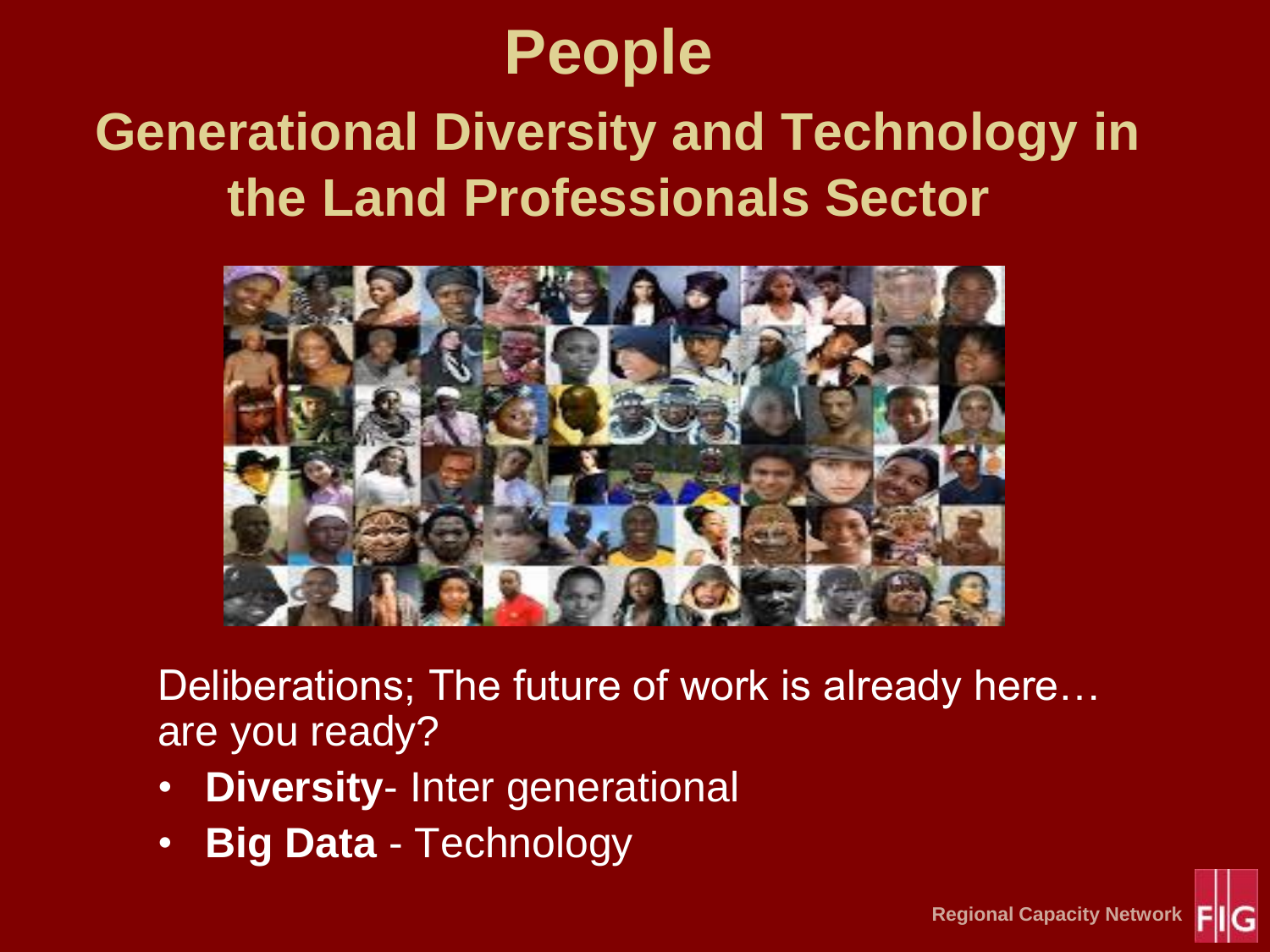# People

## Generational Diversity and Technology in the Land Professionals Sector

Deliberations; The future of work is already here… are you ready?

- **Diversity**- Inter generational
- **Big Data** - Technology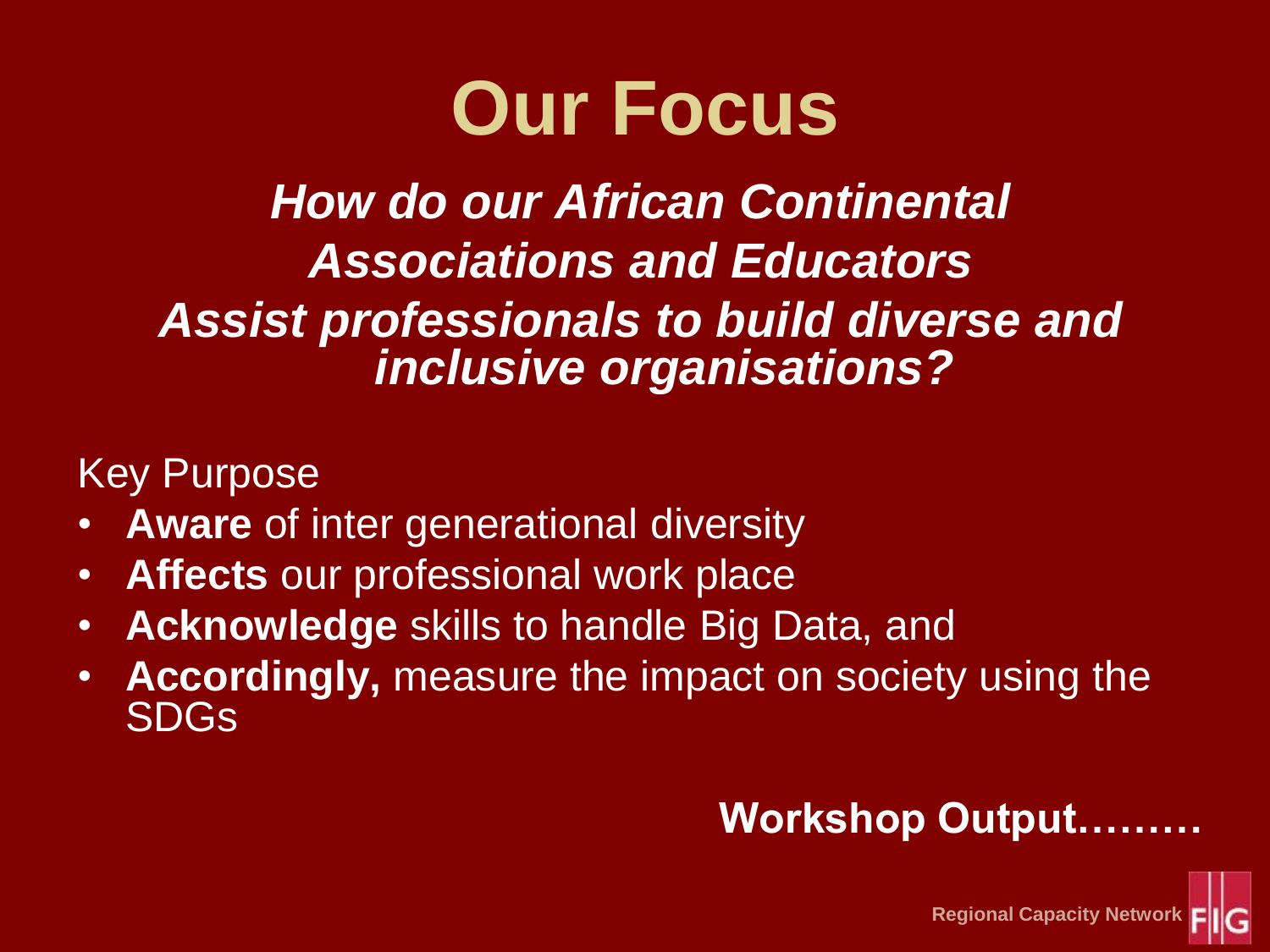# Our Focus

***How do our African Continental Associations and Educators Assist professionals to build diverse and inclusive organisations?***

Key Purpose

- **Aware** of inter generational diversity
- **Affects** our professional work place
- **Acknowledge** skills to handle Big Data, and
- **Accordingly,** measure the impact on society using the SDGs

**Workshop Output………**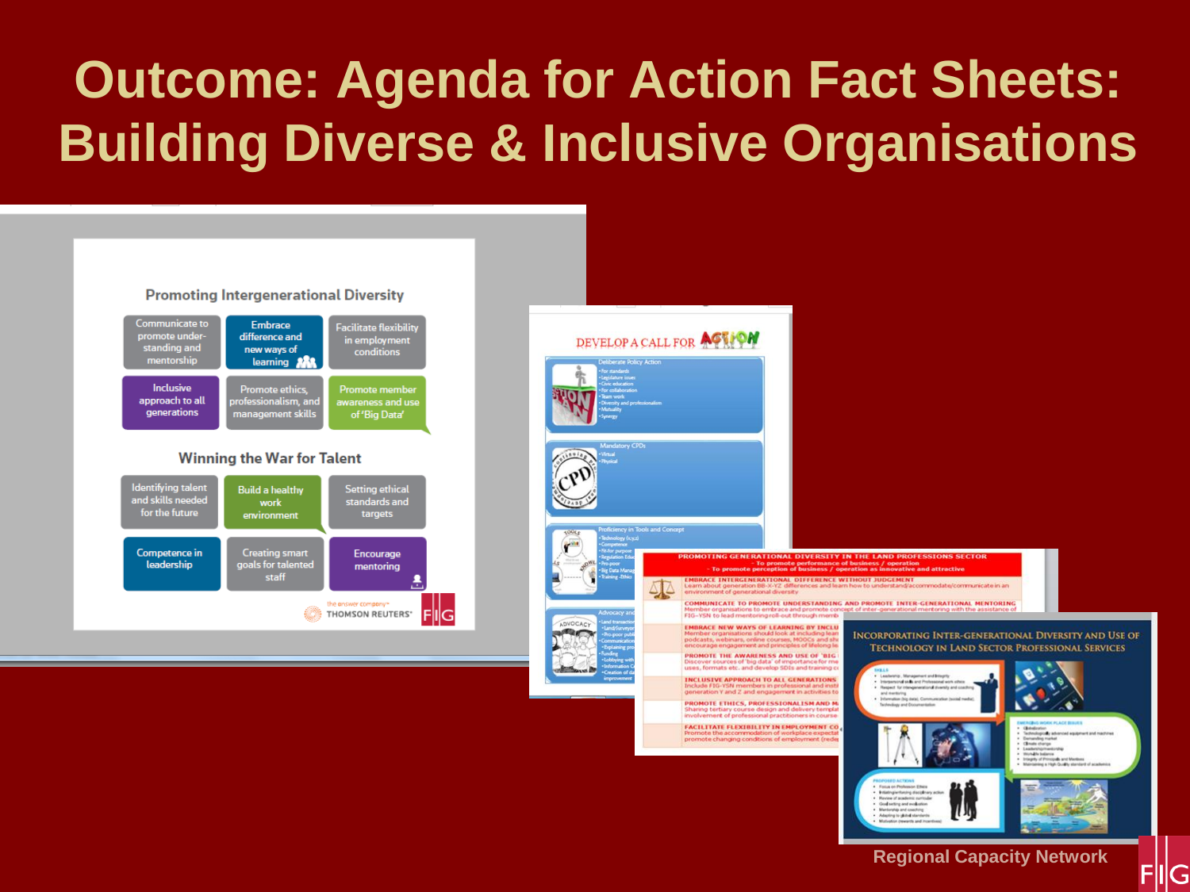# Outcome: Agenda for Action Fact Sheets: Building Diverse & Inclusive Organisations

## Promoting Intergenerational Diversity

- Communicate to promote understanding and mentorship
- Embrace difference and new ways of learning
- Facilitate flexibility in employment conditions
- Inclusive approach to all generations
- Promote ethics, professionalism, and management skills
- Promote member awareness and use of 'Big Data'

## Winning the War for Talent

- Identifying talent and skills needed for the future
- Build a healthy work environment
- Setting ethical standards and targets
- Competence in leadership
- Creating smart goals for talented staff
- Encourage mentoring

the answer company™ THOMSON REUTERS®

## DEVELOP A CALL FOR ACTION

**Deliberate Policy Action**
- For standards
- Legislature issues
- Civic education
- For collaboration
- Team work
- Diversity and professionalism
- Mutuality
- Synergy

**Mandatory CPDs**
- Virtual
- Physical

**Proficiency in Tools and Concept**
- Technology (x,y,z)
- Competence
- Fit-for purpose
- Regulation Edu...
- Pro-poor
- Big Data Manag...
- Training - Ethic...

**Advocacy an...**
- Land transactio...
- Land/Surveyor...
- Pro-poor publ...
- Communication...
- Explaining pro...
- Funding
- Lobbying with...
- Information C...
- Creation of da...
- improvement

## PROMOTING GENERATIONAL DIVERSITY IN THE LAND PROFESSIONS SECTOR

- To promote performance of business / operation
- To promote perception of business / operation as innovative and attractive

**EMBRACE INTERGENERATIONAL DIFFERENCE WITHOUT JUDGEMENT**
Learn about generation BB-X-YZ differences and learn how to understand/accommodate/communicate in an environment of generational diversity

**COMMUNICATE TO PROMOTE UNDERSTANDING AND PROMOTE INTER-GENERATIONAL MENTORING**
Member organisations to embrace and promote concept of inter-generational mentoring with the assistance of FIG-YSN to lead mentoring roll-out through memb...

**EMBRACE NEW WAYS OF LEARNING BY INCLU...**
Member organisations should look at including lear... podcasts, webinars, online courses, MOOCs and sh... encourage engagement and principles of lifelong le...

**PROMOTE THE AWARENESS AND USE OF 'BIG ...**
Discover sources of 'big data' of importance for me... uses, formats etc. and develop SDIs and training c...

**INCLUSIVE APPROACH TO ALL GENERATIONS**
Include FIG-YSN members in professional and insti... generation Y and Z and engagement in activities to...

**PROMOTE ETHICS, PROFESSIONALISM AND M...**
Sharing tertiary course design and delivery templat... involvement of professional practitioners in course...

**FACILITATE FLEXIBILITY IN EMPLOYMENT CO...**
Promote the accommodation of workplace expectat... promote changing conditions of employment (redu...

## INCORPORATING INTER-GENERATIONAL DIVERSITY AND USE OF TECHNOLOGY IN LAND SECTOR PROFESSIONAL SERVICES

Regional Capacity Network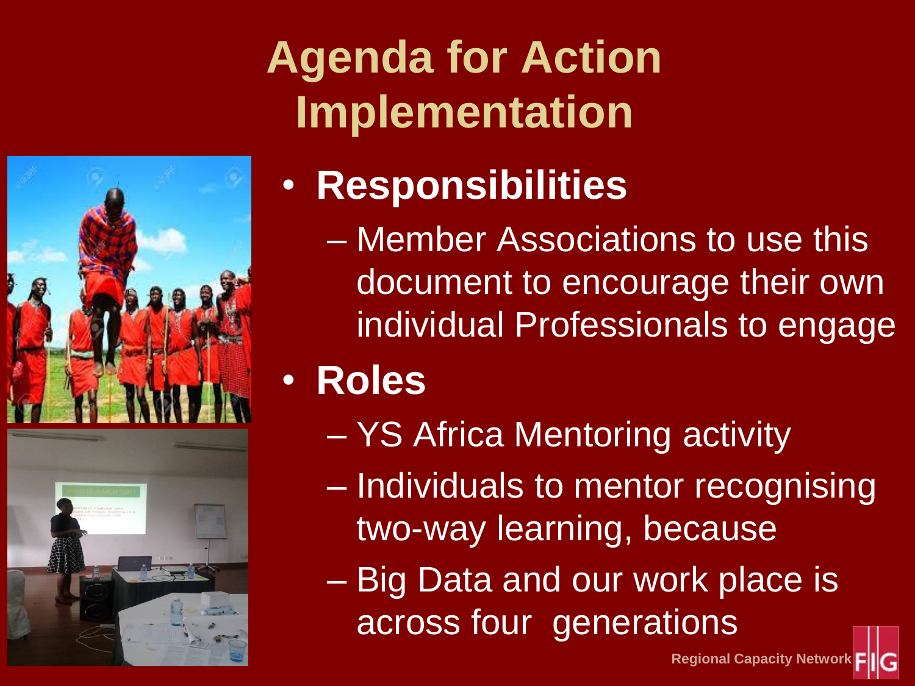# Agenda for Action Implementation

- **Responsibilities**
  - Member Associations to use this document to encourage their own individual Professionals to engage
- **Roles**
  - YS Africa Mentoring activity
  - Individuals to mentor recognising two-way learning, because
  - Big Data and our work place is across four generations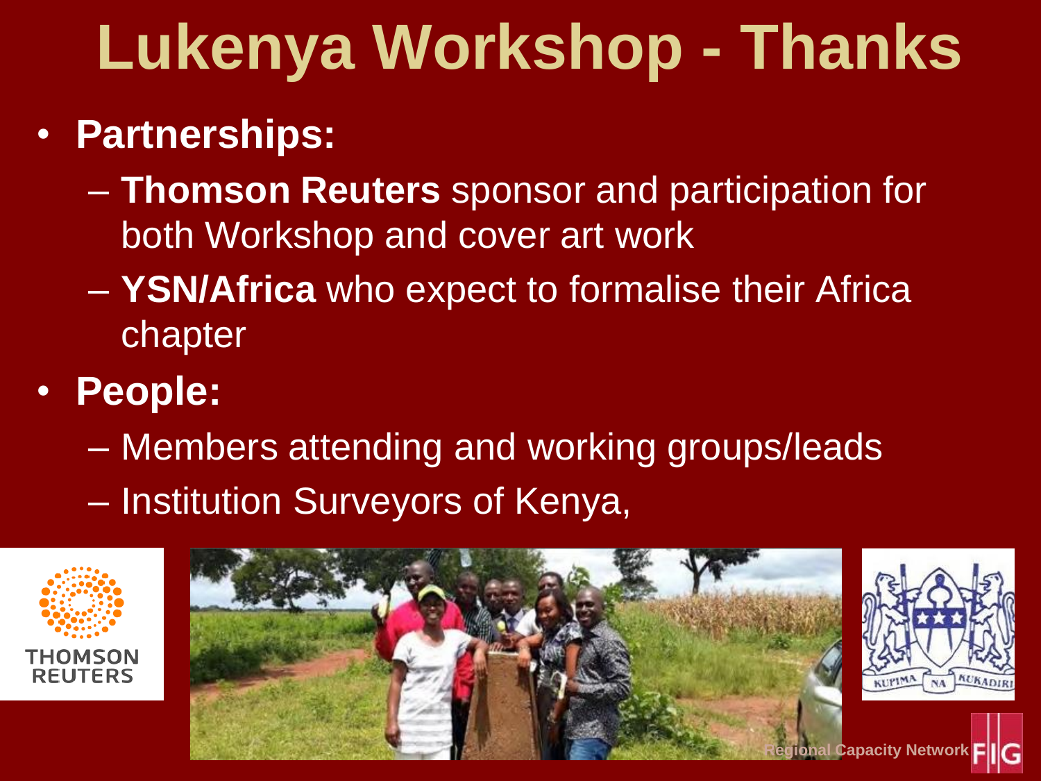# Lukenya Workshop - Thanks

- **Partnerships:**
  - **Thomson Reuters** sponsor and participation for both Workshop and cover art work
  - **YSN/Africa** who expect to formalise their Africa chapter
- **People:**
  - Members attending and working groups/leads
  - Institution Surveyors of Kenya,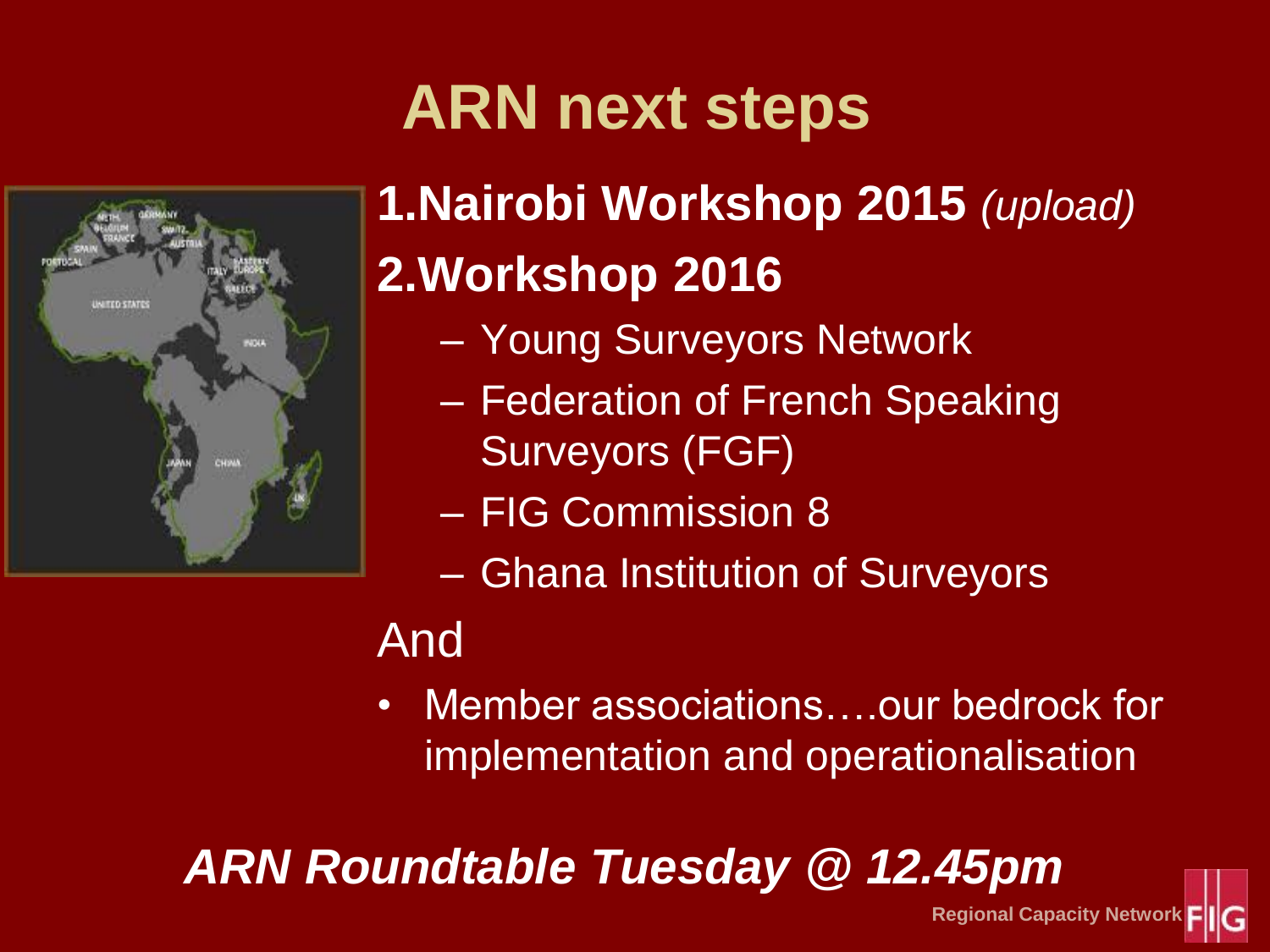# ARN next steps

1. **Nairobi Workshop 2015** *(upload)*
2. **Workshop 2016**
   - Young Surveyors Network
   - Federation of French Speaking Surveyors (FGF)
   - FIG Commission 8
   - Ghana Institution of Surveyors

And

- Member associations….our bedrock for implementation and operationalisation

***ARN Roundtable Tuesday @ 12.45pm***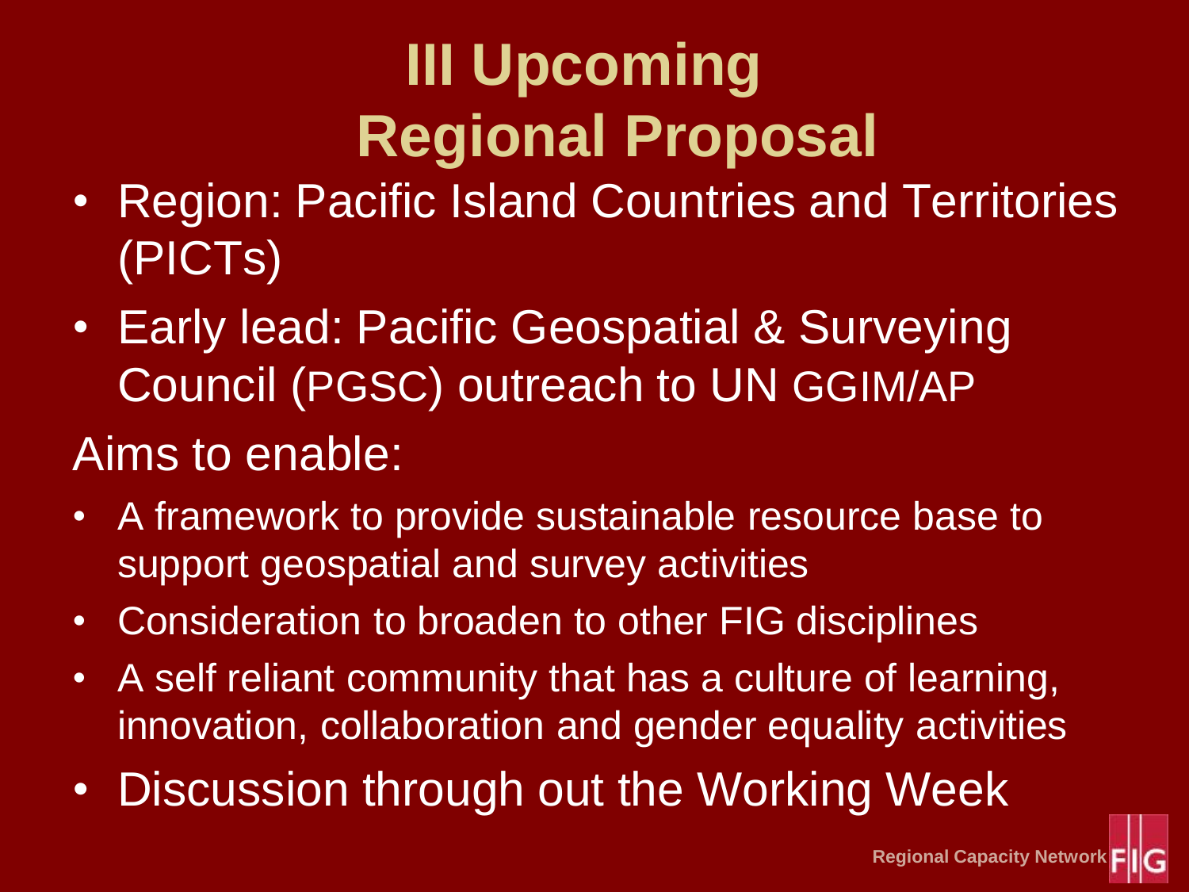# III Upcoming Regional Proposal

- Region: Pacific Island Countries and Territories (PICTs)
- Early lead: Pacific Geospatial & Surveying Council (PGSC) outreach to UN GGIM/AP

Aims to enable:

- A framework to provide sustainable resource base to support geospatial and survey activities
- Consideration to broaden to other FIG disciplines
- A self reliant community that has a culture of learning, innovation, collaboration and gender equality activities
- Discussion through out the Working Week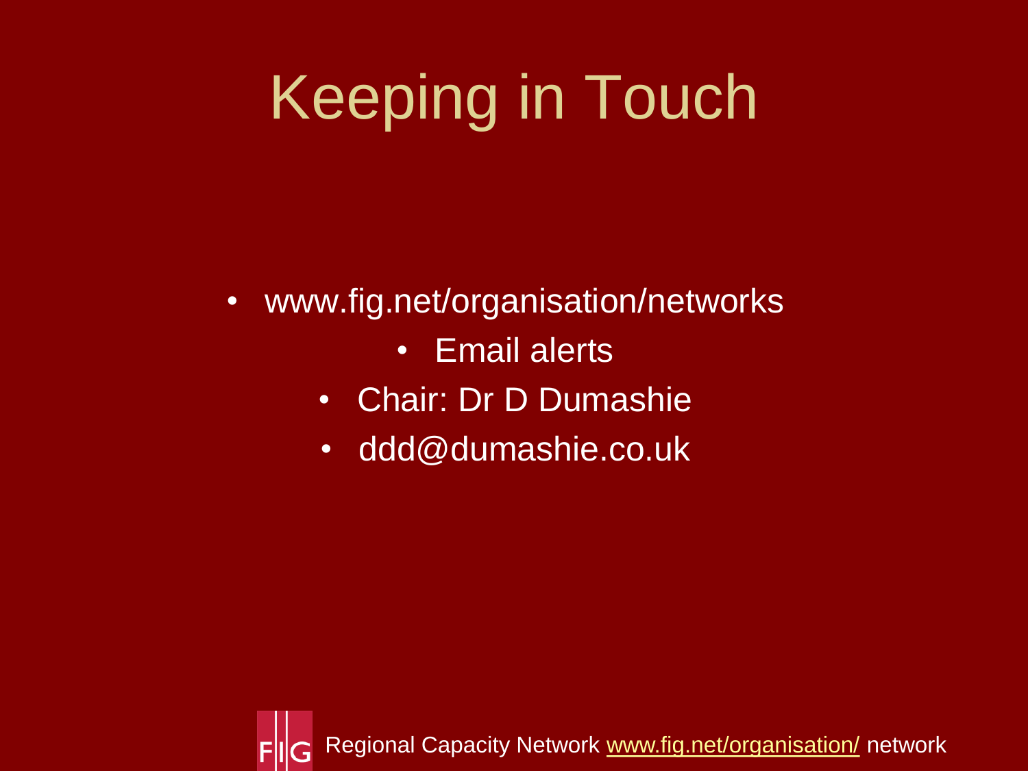# Keeping in Touch

- www.fig.net/organisation/networks
  - Email alerts
- Chair: Dr D Dumashie
- ddd@dumashie.co.uk